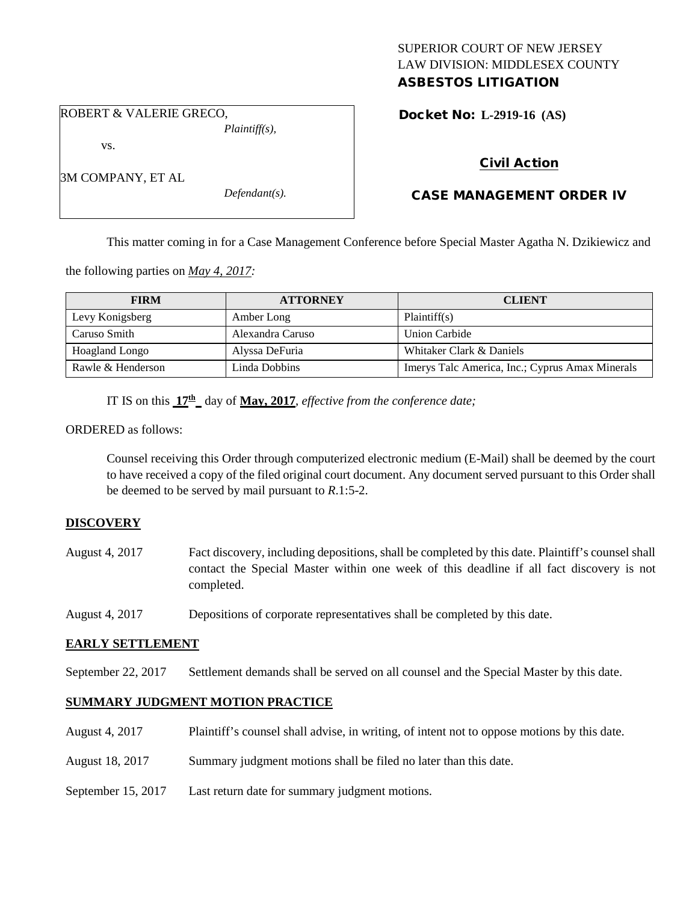SUPERIOR COURT OF NEW JERSEY
LAW DIVISION: MIDDLESEX COUNTY
**ASBESTOS LITIGATION**

ROBERT & VALERIE GRECO,
*Plaintiff(s),*

vs.

3M COMPANY, ET AL
*Defendant(s).*

**Docket No: L-2919-16 (AS)**

**Civil Action**

**CASE MANAGEMENT ORDER IV**

This matter coming in for a Case Management Conference before Special Master Agatha N. Dzikiewicz and the following parties on *May 4, 2017:*

| FIRM | ATTORNEY | CLIENT |
|---|---|---|
| Levy Konigsberg | Amber Long | Plaintiff(s) |
| Caruso Smith | Alexandra Caruso | Union Carbide |
| Hoagland Longo | Alyssa DeFuria | Whitaker Clark & Daniels |
| Rawle & Henderson | Linda Dobbins | Imerys Talc America, Inc.; Cyprus Amax Minerals |

IT IS on this **17th** day of **May, 2017**, *effective from the conference date;*

ORDERED as follows:

Counsel receiving this Order through computerized electronic medium (E-Mail) shall be deemed by the court to have received a copy of the filed original court document. Any document served pursuant to this Order shall be deemed to be served by mail pursuant to *R*.1:5-2.

**DISCOVERY**

August 4, 2017 — Fact discovery, including depositions, shall be completed by this date. Plaintiff's counsel shall contact the Special Master within one week of this deadline if all fact discovery is not completed.

August 4, 2017 — Depositions of corporate representatives shall be completed by this date.

**EARLY SETTLEMENT**

September 22, 2017 — Settlement demands shall be served on all counsel and the Special Master by this date.

**SUMMARY JUDGMENT MOTION PRACTICE**

August 4, 2017 — Plaintiff's counsel shall advise, in writing, of intent not to oppose motions by this date.

August 18, 2017 — Summary judgment motions shall be filed no later than this date.

September 15, 2017 — Last return date for summary judgment motions.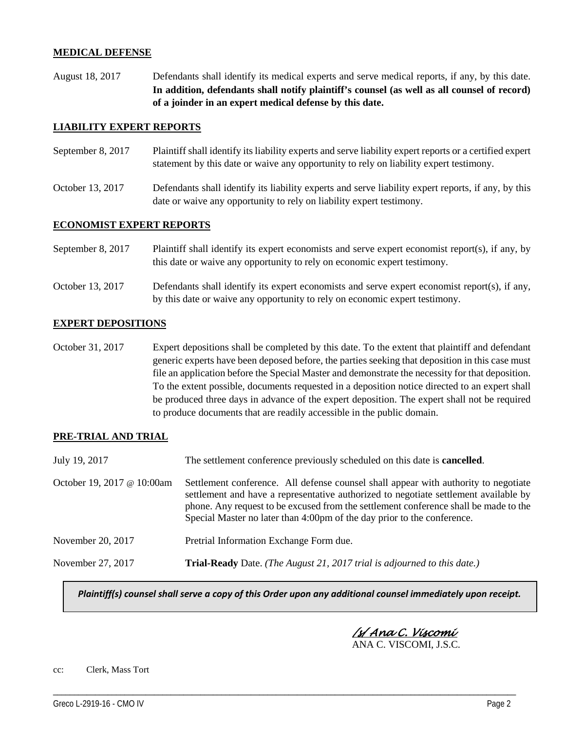**MEDICAL DEFENSE**

| | |
|---|---|
| August 18, 2017 | Defendants shall identify its medical experts and serve medical reports, if any, by this date. **In addition, defendants shall notify plaintiff's counsel (as well as all counsel of record) of a joinder in an expert medical defense by this date.** |

**LIABILITY EXPERT REPORTS**

| | |
|---|---|
| September 8, 2017 | Plaintiff shall identify its liability experts and serve liability expert reports or a certified expert statement by this date or waive any opportunity to rely on liability expert testimony. |
| October 13, 2017 | Defendants shall identify its liability experts and serve liability expert reports, if any, by this date or waive any opportunity to rely on liability expert testimony. |

**ECONOMIST EXPERT REPORTS**

| | |
|---|---|
| September 8, 2017 | Plaintiff shall identify its expert economists and serve expert economist report(s), if any, by this date or waive any opportunity to rely on economic expert testimony. |
| October 13, 2017 | Defendants shall identify its expert economists and serve expert economist report(s), if any, by this date or waive any opportunity to rely on economic expert testimony. |

**EXPERT DEPOSITIONS**

| | |
|---|---|
| October 31, 2017 | Expert depositions shall be completed by this date. To the extent that plaintiff and defendant generic experts have been deposed before, the parties seeking that deposition in this case must file an application before the Special Master and demonstrate the necessity for that deposition. To the extent possible, documents requested in a deposition notice directed to an expert shall be produced three days in advance of the expert deposition. The expert shall not be required to produce documents that are readily accessible in the public domain. |

**PRE-TRIAL AND TRIAL**

| | |
|---|---|
| July 19, 2017 | The settlement conference previously scheduled on this date is **cancelled**. |
| October 19, 2017 @ 10:00am | Settlement conference. All defense counsel shall appear with authority to negotiate settlement and have a representative authorized to negotiate settlement available by phone. Any request to be excused from the settlement conference shall be made to the Special Master no later than 4:00pm of the day prior to the conference. |
| November 20, 2017 | Pretrial Information Exchange Form due. |
| November 27, 2017 | **Trial-Ready** Date. *(The August 21, 2017 trial is adjourned to this date.)* |

***Plaintiff(s) counsel shall serve a copy of this Order upon any additional counsel immediately upon receipt.***

*/s/ Ana C. Viscomi*
ANA C. VISCOMI, J.S.C.

cc: Clerk, Mass Tort